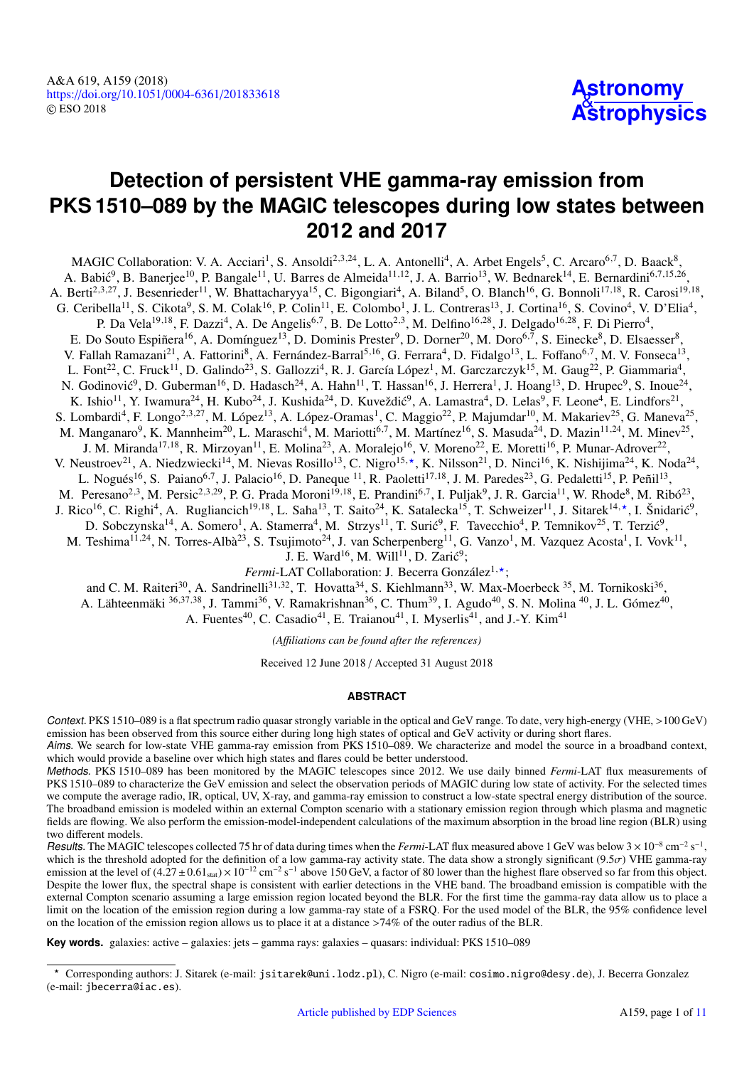# Detection of persistent VHE gamma-ray emission from PKS 1510–089 by the MAGIC telescopes during low states between 2012 and 2017

MAGIC Collaboration: V. A. Acciari[1], S. Ansoldi[2,3,24], L. A. Antonelli[4], A. Arbet Engels[5], C. Arcaro[6,7], D. Baack[8], A. Babić[9], B. Banerjee[10], P. Bangale[11], U. Barres de Almeida[11,12], J. A. Barrio[13], W. Bednarek[14], E. Bernardini[6,7,15,26], A. Berti[2,3,27], J. Besenrieder[11], W. Bhattacharyya[15], C. Bigongiari[4], A. Biland[5], O. Blanch[16], G. Bonnoli[17,18], R. Carosi[19,18], G. Ceribella[11], S. Cikota[9], S. M. Colak[16], P. Colin[11], E. Colombo[1], J. L. Contreras[13], J. Cortina[16], S. Covino[4], V. D'Elia[4], P. Da Vela[19,18], F. Dazzi[4], A. De Angelis[6,7], B. De Lotto[2,3], M. Delfino[16,28], J. Delgado[16,28], F. Di Pierro[4], E. Do Souto Espiñera[16], A. Domínguez[13], D. Dominis Prester[9], D. Dorner[20], M. Doro[6,7], S. Einecke[8], D. Elsaesser[8], V. Fallah Ramazani[21], A. Fattorini[8], A. Fernández-Barral[5,16], G. Ferrara[4], D. Fidalgo[13], L. Foffano[6,7], M. V. Fonseca[13], L. Font[22], C. Fruck[11], D. Galindo[23], S. Gallozzi[4], R. J. García López[1], M. Garczarczyk[15], M. Gaug[22], P. Giammaria[4], N. Godinović[9], D. Guberman[16], D. Hadasch[24], A. Hahn[11], T. Hassan[16], J. Herrera[1], J. Hoang[13], D. Hrupec[9], S. Inoue[24], K. Ishio[11], Y. Iwamura[24], H. Kubo[24], J. Kushida[24], D. Kuveždić[9], A. Lamastra[4], D. Lelas[9], F. Leone[4], E. Lindfors[21], S. Lombardi[4], F. Longo[2,3,27], M. López[13], A. López-Oramas[1], C. Maggio[22], P. Majumdar[10], M. Makariev[25], G. Maneva[25], M. Manganaro[9], K. Mannheim[20], L. Maraschi[4], M. Mariotti[6,7], M. Martínez[16], S. Masuda[24], D. Mazin[11,24], M. Minev[25], J. M. Miranda[17,18], R. Mirzoyan[11], E. Molina[23], A. Moralejo[16], V. Moreno[22], E. Moretti[16], P. Munar-Adrover[22], V. Neustroev[21], A. Niedzwiecki[14], M. Nievas Rosillo[13], C. Nigro[15,⋆], K. Nilsson[21], D. Ninci[16], K. Nishijima[24], K. Noda[24], L. Nogués[16], S. Paiano[6,7], J. Palacio[16], D. Paneque[11], R. Paoletti[17,18], J. M. Paredes[23], G. Pedaletti[15], P. Peñil[13], M. Peresano[2,3], M. Persic[2,3,29], P. G. Prada Moroni[19,18], E. Prandini[6,7], I. Puljak[9], J. R. Garcia[11], W. Rhode[8], M. Ribó[23], J. Rico[16], C. Righi[4], A. Rugliancich[19,18], L. Saha[13], T. Saito[24], K. Satalecka[15], T. Schweizer[11], J. Sitarek[14,⋆], I. Šnidarić[9], D. Sobczynska[14], A. Somero[1], A. Stamerra[4], M. Strzys[11], T. Surić[9], F. Tavecchio[4], P. Temnikov[25], T. Terzić[9], M. Teshima[11,24], N. Torres-Albà[23], S. Tsujimoto[24], J. van Scherpenberg[11], G. Vanzo[1], M. Vazquez Acosta[1], I. Vovk[11], J. E. Ward[16], M. Will[11], D. Zarić[9];

*Fermi*-LAT Collaboration: J. Becerra González[1,⋆];

and C. M. Raiteri[30], A. Sandrinelli[31,32], T. Hovatta[34], S. Kiehlmann[33], W. Max-Moerbeck[35], M. Tornikoski[36], A. Lähteenmäki[36,37,38], J. Tammi[36], V. Ramakrishnan[36], C. Thum[39], I. Agudo[40], S. N. Molina[40], J. L. Gómez[40], A. Fuentes[40], C. Casadio[41], E. Traianou[41], I. Myserlis[41], and J.-Y. Kim[41]

*(Affiliations can be found after the references)*

Received 12 June 2018 / Accepted 31 August 2018

## ABSTRACT

*Context.* PKS 1510–089 is a flat spectrum radio quasar strongly variable in the optical and GeV range. To date, very high-energy (VHE, >100 GeV) emission has been observed from this source either during long high states of optical and GeV activity or during short flares.

*Aims.* We search for low-state VHE gamma-ray emission from PKS 1510–089. We characterize and model the source in a broadband context, which would provide a baseline over which high states and flares could be better understood.

*Methods.* PKS 1510–089 has been monitored by the MAGIC telescopes since 2012. We use daily binned *Fermi*-LAT flux measurements of PKS 1510–089 to characterize the GeV emission and select the observation periods of MAGIC during low state of activity. For the selected times we compute the average radio, IR, optical, UV, X-ray, and gamma-ray emission to construct a low-state spectral energy distribution of the source. The broadband emission is modeled within an external Compton scenario with a stationary emission region through which plasma and magnetic fields are flowing. We also perform the emission-model-independent calculations of the maximum absorption in the broad line region (BLR) using two different models.

*Results.* The MAGIC telescopes collected 75 hr of data during times when the *Fermi*-LAT flux measured above 1 GeV was below $3 \times 10^{-8}$ cm$^{-2}$ s$^{-1}$, which is the threshold adopted for the definition of a low gamma-ray activity state. The data show a strongly significant ($9.5\sigma$) VHE gamma-ray emission at the level of $(4.27 \pm 0.61_{\rm stat}) \times 10^{-12}$ cm$^{-2}$ s$^{-1}$ above 150 GeV, a factor of 80 lower than the highest flare observed so far from this object. Despite the lower flux, the spectral shape is consistent with earlier detections in the VHE band. The broadband emission is compatible with the external Compton scenario assuming a large emission region located beyond the BLR. For the first time the gamma-ray data allow us to place a limit on the location of the emission region during a low gamma-ray state of a FSRQ. For the used model of the BLR, the 95% confidence level on the location of the emission region allows us to place it at a distance >74% of the outer radius of the BLR.

**Key words.** galaxies: active – galaxies: jets – gamma rays: galaxies – quasars: individual: PKS 1510–089

---

⋆ Corresponding authors: J. Sitarek (e-mail: jsitarek@uni.lodz.pl), C. Nigro (e-mail: cosimo.nigro@desy.de), J. Becerra Gonzalez (e-mail: jbecerra@iac.es).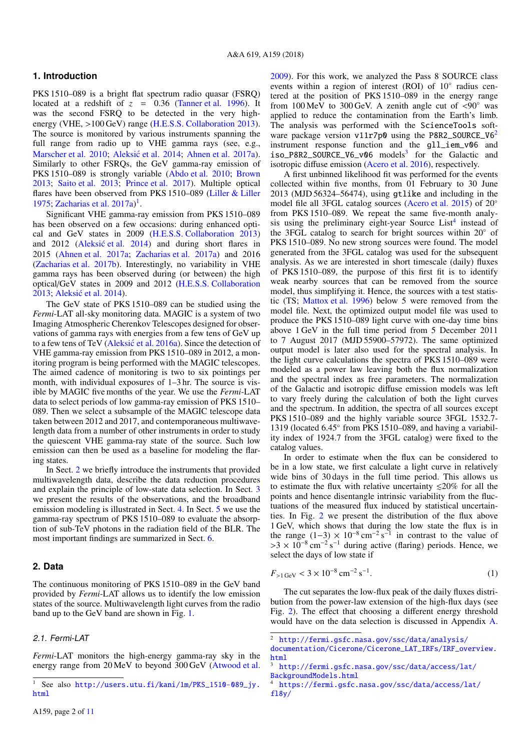## 1. Introduction

PKS 1510–089 is a bright flat spectrum radio quasar (FSRQ) located at a redshift of $z = 0.36$ (Tanner et al. 1996). It was the second FSRQ to be detected in the very high-energy (VHE, >100 GeV) range (H.E.S.S. Collaboration 2013). The source is monitored by various instruments spanning the full range from radio up to VHE gamma rays (see, e.g., Marscher et al. 2010; Aleksić et al. 2014; Ahnen et al. 2017a). Similarly to other FSRQs, the GeV gamma-ray emission of PKS 1510–089 is strongly variable (Abdo et al. 2010; Brown 2013; Saito et al. 2013; Prince et al. 2017). Multiple optical flares have been observed from PKS 1510–089 (Liller & Liller 1975; Zacharias et al. 2017a)[1].

Significant VHE gamma-ray emission from PKS 1510–089 has been observed on a few occasions: during enhanced optical and GeV states in 2009 (H.E.S.S. Collaboration 2013) and 2012 (Aleksić et al. 2014) and during short flares in 2015 (Ahnen et al. 2017a; Zacharias et al. 2017a) and 2016 (Zacharias et al. 2017b). Interestingly, no variability in VHE gamma rays has been observed during (or between) the high optical/GeV states in 2009 and 2012 (H.E.S.S. Collaboration 2013; Aleksić et al. 2014).

The GeV state of PKS 1510–089 can be studied using the *Fermi*-LAT all-sky monitoring data. MAGIC is a system of two Imaging Atmospheric Cherenkov Telescopes designed for observations of gamma rays with energies from a few tens of GeV up to a few tens of TeV (Aleksić et al. 2016a). Since the detection of VHE gamma-ray emission from PKS 1510–089 in 2012, a monitoring program is being performed with the MAGIC telescopes. The aimed cadence of monitoring is two to six pointings per month, with individual exposures of 1–3 hr. The source is visible by MAGIC five months of the year. We use the *Fermi*-LAT data to select periods of low gamma-ray emission of PKS 1510–089. Then we select a subsample of the MAGIC telescope data taken between 2012 and 2017, and contemporaneous multiwavelength data from a number of other instruments in order to study the quiescent VHE gamma-ray state of the source. Such low emission can then be used as a baseline for modeling the flaring states.

In Sect. 2 we briefly introduce the instruments that provided multiwavelength data, describe the data reduction procedures and explain the principle of low-state data selection. In Sect. 3 we present the results of the observations, and the broadband emission modeling is illustrated in Sect. 4. In Sect. 5 we use the gamma-ray spectrum of PKS 1510–089 to evaluate the absorption of sub-TeV photons in the radiation field of the BLR. The most important findings are summarized in Sect. 6.

## 2. Data

The continuous monitoring of PKS 1510–089 in the GeV band provided by *Fermi*-LAT allows us to identify the low emission states of the source. Multiwavelength light curves from the radio band up to the GeV band are shown in Fig. 1.

### 2.1. *Fermi*-LAT

*Fermi*-LAT monitors the high-energy gamma-ray sky in the energy range from 20 MeV to beyond 300 GeV (Atwood et al. 2009). For this work, we analyzed the Pass 8 SOURCE class events within a region of interest (ROI) of 10° radius centered at the position of PKS 1510–089 in the energy range from 100 MeV to 300 GeV. A zenith angle cut of <90° was applied to reduce the contamination from the Earth's limb. The analysis was performed with the `ScienceTools` software package version `v11r7p0` using the `P8R2_SOURCE_V6`[2] instrument response function and the `gll_iem_v06` and `iso_P8R2_SOURCE_V6_v06` models[3] for the Galactic and isotropic diffuse emission (Acero et al. 2016), respectively.

A first unbinned likelihood fit was performed for the events collected within five months, from 01 February to 30 June 2013 (MJD 56324–56474), using `gtlike` and including in the model file all 3FGL catalog sources (Acero et al. 2015) of 20° from PKS 1510–089. We repeat the same five-month analysis using the preliminary eight-year Source List[4] instead of the 3FGL catalog to search for bright sources within 20° of PKS 1510–089. No new strong sources were found. The model generated from the 3FGL catalog was used for the subsequent analysis. As we are interested in short timescale (daily) fluxes of PKS 1510–089, the purpose of this first fit is to identify weak nearby sources that can be removed from the source model, thus simplifying it. Hence, the sources with a test statistic (TS; Mattox et al. 1996) below 5 were removed from the model file. Next, the optimized output model file was used to produce the PKS 1510–089 light curve with one-day time bins above 1 GeV in the full time period from 5 December 2011 to 7 August 2017 (MJD 55900–57972). The same optimized output model is later also used for the spectral analysis. In the light curve calculations the spectra of PKS 1510–089 were modeled as a power law leaving both the flux normalization and the spectral index as free parameters. The normalization of the Galactic and isotropic diffuse emission models was left to vary freely during the calculation of both the light curves and the spectrum. In addition, the spectra of all sources except PKS 1510–089 and the highly variable source 3FGL 1532.7-1319 (located 6.45° from PKS 1510–089, and having a variability index of 1924.7 from the 3FGL catalog) were fixed to the catalog values.

In order to estimate when the flux can be considered to be in a low state, we first calculate a light curve in relatively wide bins of 30 days in the full time period. This allows us to estimate the flux with relative uncertainty $\lesssim$20% for all the points and hence disentangle intrinsic variability from the fluctuations of the measured flux induced by statistical uncertainties. In Fig. 2 we present the distribution of the flux above 1 GeV, which shows that during the low state the flux is in the range $(1–3) \times 10^{-8}\,\mathrm{cm^{-2}\,s^{-1}}$ in contrast to the value of $>3 \times 10^{-8}\,\mathrm{cm^{-2}\,s^{-1}}$ during active (flaring) periods. Hence, we select the days of low state if

$$F_{>1\,\mathrm{GeV}} < 3 \times 10^{-8}\,\mathrm{cm^{-2}\,s^{-1}}. \tag{1}$$

The cut separates the low-flux peak of the daily fluxes distribution from the power-law extension of the high-flux days (see Fig. 2). The effect that choosing a different energy threshold would have on the data selection is discussed in Appendix A.

[1] See also http://users.utu.fi/kani/1m/PKS_1510-089_jy.html

[2] http://fermi.gsfc.nasa.gov/ssc/data/analysis/documentation/Cicerone/Cicerone_LAT_IRFs/IRF_overview.html

[3] http://fermi.gsfc.nasa.gov/ssc/data/access/lat/BackgroundModels.html

[4] https://fermi.gsfc.nasa.gov/ssc/data/access/lat/fl8y/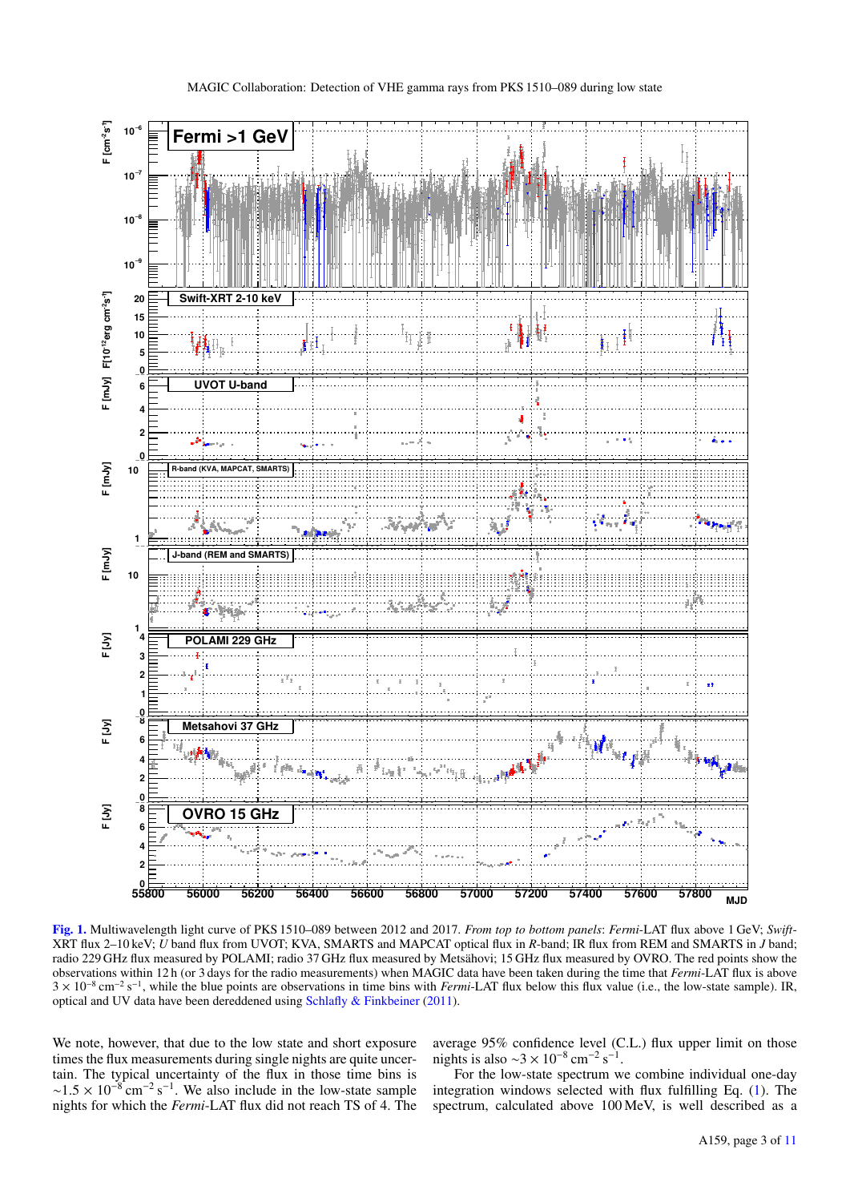**Fig. 1.** Multiwavelength light curve of PKS 1510–089 between 2012 and 2017. *From top to bottom panels*: *Fermi*-LAT flux above 1 GeV; *Swift*-XRT flux 2–10 keV; *U* band flux from UVOT; KVA, SMARTS and MAPCAT optical flux in *R*-band; IR flux from REM and SMARTS in *J* band; radio 229 GHz flux measured by POLAMI; radio 37 GHz flux measured by Metsähovi; 15 GHz flux measured by OVRO. The red points show the observations within 12 h (or 3 days for the radio measurements) when MAGIC data have been taken during the time that *Fermi*-LAT flux is above $3 \times 10^{-8}\,\mathrm{cm^{-2}\,s^{-1}}$, while the blue points are observations in time bins with *Fermi*-LAT flux below this flux value (i.e., the low-state sample). IR, optical and UV data have been dereddened using Schlafly & Finkbeiner (2011).

We note, however, that due to the low state and short exposure times the flux measurements during single nights are quite uncertain. The typical uncertainty of the flux in those time bins is $\sim 1.5 \times 10^{-8}\,\mathrm{cm^{-2}\,s^{-1}}$. We also include in the low-state sample nights for which the *Fermi*-LAT flux did not reach TS of 4. The average 95% confidence level (C.L.) flux upper limit on those nights is also $\sim 3 \times 10^{-8}\,\mathrm{cm^{-2}\,s^{-1}}$.

For the low-state spectrum we combine individual one-day integration windows selected with flux fulfilling Eq. (1). The spectrum, calculated above 100 MeV, is well described as a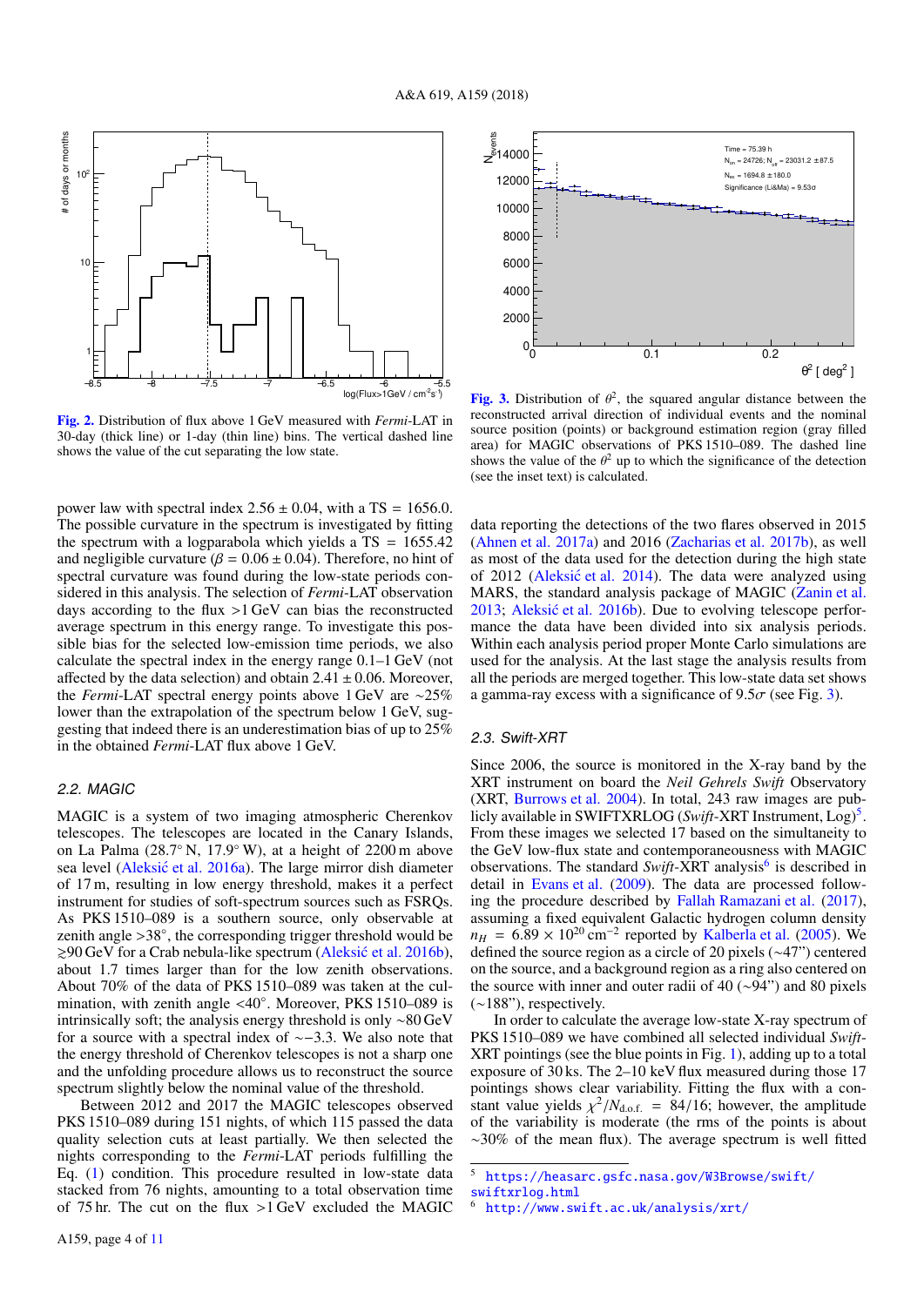Fig. 2. Distribution of flux above 1 GeV measured with *Fermi*-LAT in 30-day (thick line) or 1-day (thin line) bins. The vertical dashed line shows the value of the cut separating the low state.

Fig. 3. Distribution of $\theta^2$, the squared angular distance between the reconstructed arrival direction of individual events and the nominal source position (points) or background estimation region (gray filled area) for MAGIC observations of PKS 1510–089. The dashed line shows the value of the $\theta^2$ up to which the significance of the detection (see the inset text) is calculated.

power law with spectral index $2.56 \pm 0.04$, with a TS = 1656.0. The possible curvature in the spectrum is investigated by fitting the spectrum with a logparabola which yields a TS = 1655.42 and negligible curvature ($\beta = 0.06 \pm 0.04$). Therefore, no hint of spectral curvature was found during the low-state periods considered in this analysis. The selection of *Fermi*-LAT observation days according to the flux >1 GeV can bias the reconstructed average spectrum in this energy range. To investigate this possible bias for the selected low-emission time periods, we also calculate the spectral index in the energy range 0.1–1 GeV (not affected by the data selection) and obtain $2.41 \pm 0.06$. Moreover, the *Fermi*-LAT spectral energy points above 1 GeV are ~25% lower than the extrapolation of the spectrum below 1 GeV, suggesting that indeed there is an underestimation bias of up to 25% in the obtained *Fermi*-LAT flux above 1 GeV.

### 2.2. MAGIC

MAGIC is a system of two imaging atmospheric Cherenkov telescopes. The telescopes are located in the Canary Islands, on La Palma (28.7° N, 17.9° W), at a height of 2200 m above sea level (Aleksić et al. 2016a). The large mirror dish diameter of 17 m, resulting in low energy threshold, makes it a perfect instrument for studies of soft-spectrum sources such as FSRQs. As PKS 1510–089 is a southern source, only observable at zenith angle >38°, the corresponding trigger threshold would be ≳90 GeV for a Crab nebula-like spectrum (Aleksić et al. 2016b), about 1.7 times larger than for the low zenith observations. About 70% of the data of PKS 1510–089 was taken at the culmination, with zenith angle <40°. Moreover, PKS 1510–089 is intrinsically soft; the analysis energy threshold is only ~80 GeV for a source with a spectral index of ~−3.3. We also note that the energy threshold of Cherenkov telescopes is not a sharp one and the unfolding procedure allows us to reconstruct the source spectrum slightly below the nominal value of the threshold.

Between 2012 and 2017 the MAGIC telescopes observed PKS 1510–089 during 151 nights, of which 115 passed the data quality selection cuts at least partially. We then selected the nights corresponding to the *Fermi*-LAT periods fulfilling the Eq. (1) condition. This procedure resulted in low-state data stacked from 76 nights, amounting to a total observation time of 75 hr. The cut on the flux >1 GeV excluded the MAGIC data reporting the detections of the two flares observed in 2015 (Ahnen et al. 2017a) and 2016 (Zacharias et al. 2017b), as well as most of the data used for the detection during the high state of 2012 (Aleksić et al. 2014). The data were analyzed using MARS, the standard analysis package of MAGIC (Zanin et al. 2013; Aleksić et al. 2016b). Due to evolving telescope performance the data have been divided into six analysis periods. Within each analysis period proper Monte Carlo simulations are used for the analysis. At the last stage the analysis results from all the periods are merged together. This low-state data set shows a gamma-ray excess with a significance of $9.5\sigma$ (see Fig. 3).

### 2.3. Swift-XRT

Since 2006, the source is monitored in the X-ray band by the XRT instrument on board the *Neil Gehrels Swift* Observatory (XRT, Burrows et al. 2004). In total, 243 raw images are publicly available in SWIFTXRLOG (*Swift*-XRT Instrument, Log)[5]. From these images we selected 17 based on the simultaneity to the GeV low-flux state and contemporaneousness with MAGIC observations. The standard *Swift*-XRT analysis[6] is described in detail in Evans et al. (2009). The data are processed following the procedure described by Fallah Ramazani et al. (2017), assuming a fixed equivalent Galactic hydrogen column density $n_H = 6.89 \times 10^{20}\,\mathrm{cm}^{-2}$ reported by Kalberla et al. (2005). We defined the source region as a circle of 20 pixels (~47") centered on the source, and a background region as a ring also centered on the source with inner and outer radii of 40 (~94") and 80 pixels (~188"), respectively.

In order to calculate the average low-state X-ray spectrum of PKS 1510–089 we have combined all selected individual *Swift*-XRT pointings (see the blue points in Fig. 1), adding up to a total exposure of 30 ks. The 2–10 keV flux measured during those 17 pointings shows clear variability. Fitting the flux with a constant value yields $\chi^2/N_{\mathrm{d.o.f.}} = 84/16$; however, the amplitude of the variability is moderate (the rms of the points is about ~30% of the mean flux). The average spectrum is well fitted

[5] https://heasarc.gsfc.nasa.gov/W3Browse/swift/swiftxrlog.html

[6] http://www.swift.ac.uk/analysis/xrt/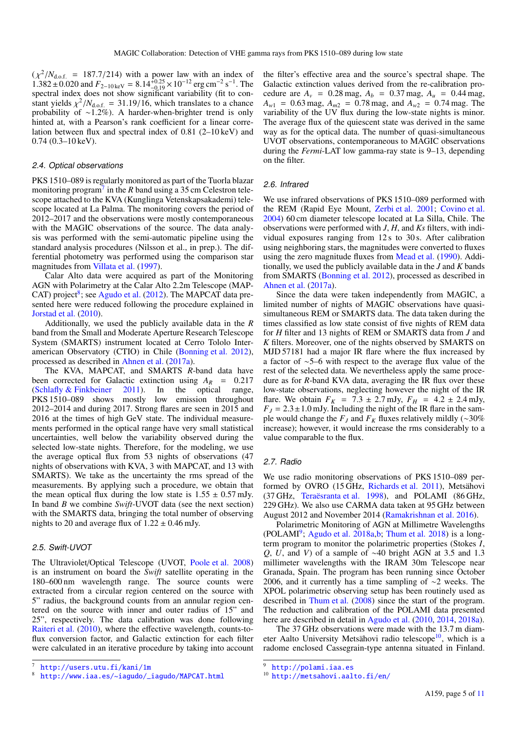($\chi^2/N_{\rm d.o.f.}$ = 187.7/214) with a power law with an index of $1.382 \pm 0.020$ and $F_{2-10\,\rm keV} = 8.14^{+0.25}_{-0.19} \times 10^{-12}$ erg cm$^{-2}$ s$^{-1}$. The spectral index does not show significant variability (fit to constant yields $\chi^2/N_{\rm d.o.f.}$ = 31.19/16, which translates to a chance probability of ∼1.2%). A harder-when-brighter trend is only hinted at, with a Pearson's rank coefficient for a linear correlation between flux and spectral index of 0.81 (2–10 keV) and 0.74 (0.3–10 keV).

### 2.4. Optical observations

PKS 1510–089 is regularly monitored as part of the Tuorla blazar monitoring program[7] in the $R$ band using a 35 cm Celestron telescope attached to the KVA (Kunglinga Vetenskapsakademi) telescope located at La Palma. The monitoring covers the period of 2012–2017 and the observations were mostly contemporaneous with the MAGIC observations of the source. The data analysis was performed with the semi-automatic pipeline using the standard analysis procedures (Nilsson et al., in prep.). The differential photometry was performed using the comparison star magnitudes from Villata et al. (1997).

Calar Alto data were acquired as part of the Monitoring AGN with Polarimetry at the Calar Alto 2.2m Telescope (MAPCAT) project[8]; see Agudo et al. (2012). The MAPCAT data presented here were reduced following the procedure explained in Jorstad et al. (2010).

Additionally, we used the publicly available data in the $R$ band from the Small and Moderate Aperture Research Telescope System (SMARTS) instrument located at Cerro Tololo Interamerican Observatory (CTIO) in Chile (Bonning et al. 2012), processed as described in Ahnen et al. (2017a).

The KVA, MAPCAT, and SMARTS $R$-band data have been corrected for Galactic extinction using $A_R$ = 0.217 (Schlafly & Finkbeiner 2011). In the optical range, PKS 1510–089 shows mostly low emission throughout 2012–2014 and during 2017. Strong flares are seen in 2015 and 2016 at the times of high GeV state. The individual measurements performed in the optical range have very small statistical uncertainties, well below the variability observed during the selected low-state nights. Therefore, for the modeling, we use the average optical flux from 53 nights of observations (47 nights of observations with KVA, 3 with MAPCAT, and 13 with SMARTS). We take as the uncertainty the rms spread of the measurements. By applying such a procedure, we obtain that the mean optical flux during the low state is 1.55 ± 0.57 mJy. In band $B$ we combine *Swift*-UVOT data (see the next section) with the SMARTS data, bringing the total number of observing nights to 20 and average flux of 1.22 ± 0.46 mJy.

### 2.5. Swift-UVOT

The Ultraviolet/Optical Telescope (UVOT, Poole et al. 2008) is an instrument on board the *Swift* satellite operating in the 180–600 nm wavelength range. The source counts were extracted from a circular region centered on the source with 5" radius, the background counts from an annular region centered on the source with inner and outer radius of 15" and 25", respectively. The data calibration was done following Raiteri et al. (2010), where the effective wavelength, counts-to-flux conversion factor, and Galactic extinction for each filter were calculated in an iterative procedure by taking into account the filter's effective area and the source's spectral shape. The Galactic extinction values derived from the re-calibration procedure are $A_v$ = 0.28 mag, $A_b$ = 0.37 mag, $A_u$ = 0.44 mag, $A_{w1}$ = 0.63 mag, $A_{m2}$ = 0.78 mag, and $A_{w2}$ = 0.74 mag. The variability of the UV flux during the low-state nights is minor. The average flux of the quiescent state was derived in the same way as for the optical data. The number of quasi-simultaneous UVOT observations, contemporaneous to MAGIC observations during the *Fermi*-LAT low gamma-ray state is 9–13, depending on the filter.

### 2.6. Infrared

We use infrared observations of PKS 1510–089 performed with the REM (Rapid Eye Mount, Zerbi et al. 2001; Covino et al. 2004) 60 cm diameter telescope located at La Silla, Chile. The observations were performed with $J$, $H$, and $Ks$ filters, with individual exposures ranging from 12 s to 30 s. After calibration using neighboring stars, the magnitudes were converted to fluxes using the zero magnitude fluxes from Mead et al. (1990). Additionally, we used the publicly available data in the $J$ and $K$ bands from SMARTS (Bonning et al. 2012), processed as described in Ahnen et al. (2017a).

Since the data were taken independently from MAGIC, a limited number of nights of MAGIC observations have quasi-simultaneous REM or SMARTS data. The data taken during the times classified as low state consist of five nights of REM data for $H$ filter and 13 nights of REM or SMARTS data from $J$ and $K$ filters. Moreover, one of the nights observed by SMARTS on MJD 57181 had a major IR flare where the flux increased by a factor of ∼5–6 with respect to the average flux value of the rest of the selected data. We nevertheless apply the same procedure as for $R$-band KVA data, averaging the IR flux over these low-state observations, neglecting however the night of the IR flare. We obtain $F_K$ = 7.3 ± 2.7 mJy, $F_H$ = 4.2 ± 2.4 mJy, $F_J = 2.3 \pm 1.0$ mJy. Including the night of the IR flare in the sample would change the $F_J$ and $F_K$ fluxes relatively mildly (∼30% increase); however, it would increase the rms considerably to a value comparable to the flux.

### 2.7. Radio

We use radio monitoring observations of PKS 1510–089 performed by OVRO (15 GHz, Richards et al. 2011), Metsähovi (37 GHz, Teraësranta et al. 1998), and POLAMI (86 GHz, 229 GHz). We also use CARMA data taken at 95 GHz between August 2012 and November 2014 (Ramakrishnan et al. 2016).

Polarimetric Monitoring of AGN at Millimetre Wavelengths (POLAMI[9]; Agudo et al. 2018a,b; Thum et al. 2018) is a long-term program to monitor the polarimetric properties (Stokes $I$, $Q$, $U$, and $V$) of a sample of ∼40 bright AGN at 3.5 and 1.3 millimeter wavelengths with the IRAM 30m Telescope near Granada, Spain. The program has been running since October 2006, and it currently has a time sampling of ∼2 weeks. The XPOL polarimetric observing setup has been routinely used as described in Thum et al. (2008) since the start of the program. The reduction and calibration of the POLAMI data presented here are described in detail in Agudo et al. (2010, 2014, 2018a).

The 37 GHz observations were made with the 13.7 m diameter Aalto University Metsähovi radio telescope[10], which is a radome enclosed Cassegrain-type antenna situated in Finland.

[7] http://users.utu.fi/kani/1m

[8] http://www.iaa.es/~iagudo/_iagudo/MAPCAT.html

[9] http://polami.iaa.es

[10] http://metsahovi.aalto.fi/en/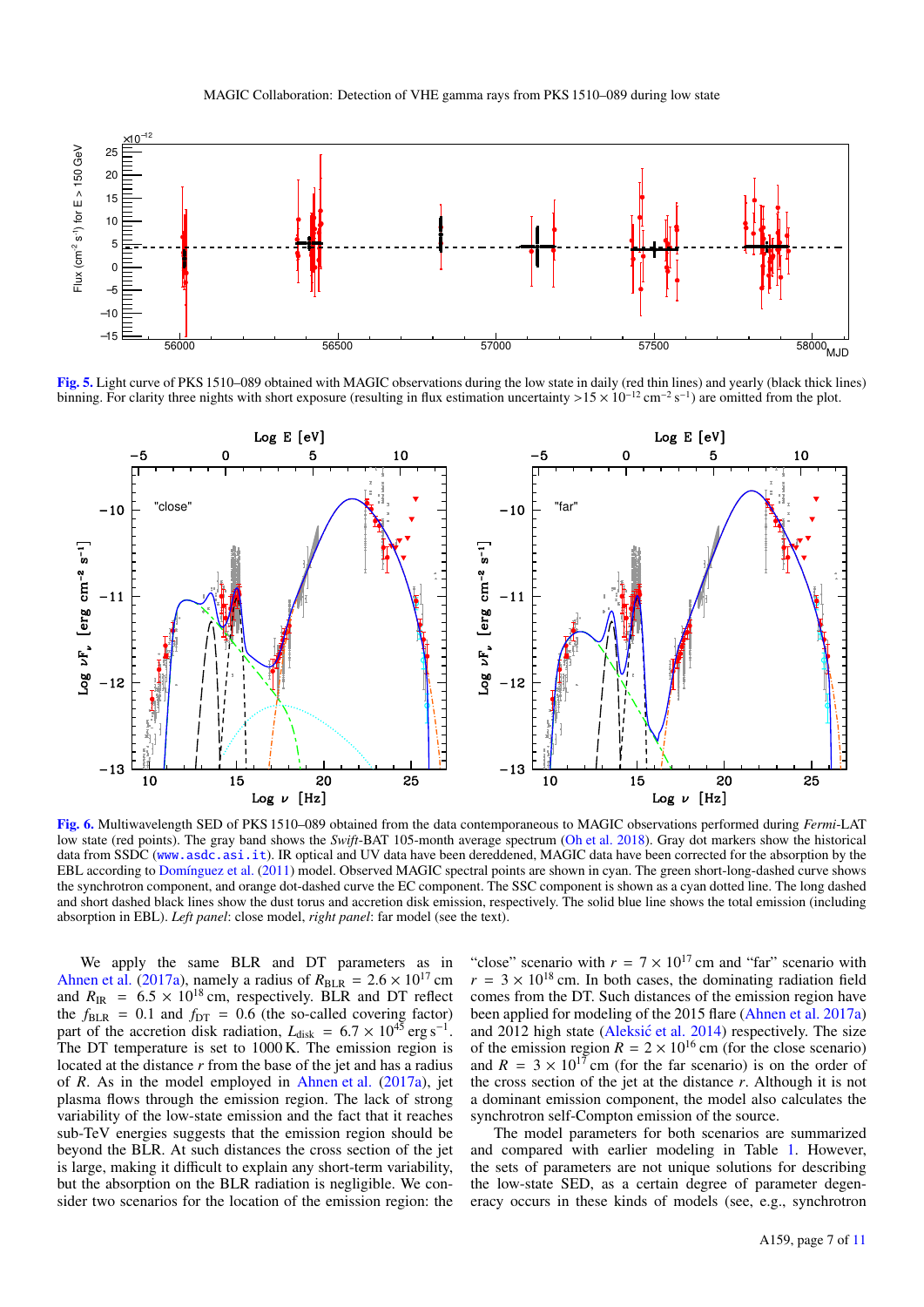**Fig. 5.** Light curve of PKS 1510–089 obtained with MAGIC observations during the low state in daily (red thin lines) and yearly (black thick lines) binning. For clarity three nights with short exposure (resulting in flux estimation uncertainty $>15 \times 10^{-12}$ cm$^{-2}$ s$^{-1}$) are omitted from the plot.

**Fig. 6.** Multiwavelength SED of PKS 1510–089 obtained from the data contemporaneous to MAGIC observations performed during *Fermi*-LAT low state (red points). The gray band shows the *Swift*-BAT 105-month average spectrum (Oh et al. 2018). Gray dot markers show the historical data from SSDC (www.asdc.asi.it). IR optical and UV data have been dereddened, MAGIC data have been corrected for the absorption by the EBL according to Domínguez et al. (2011) model. Observed MAGIC spectral points are shown in cyan. The green short-long-dashed curve shows the synchrotron component, and orange dot-dashed curve the EC component. The SSC component is shown as a cyan dotted line. The long dashed and short dashed black lines show the dust torus and accretion disk emission, respectively. The solid blue line shows the total emission (including absorption in EBL). *Left panel*: close model, *right panel*: far model (see the text).

We apply the same BLR and DT parameters as in Ahnen et al. (2017a), namely a radius of $R_{\mathrm{BLR}} = 2.6 \times 10^{17}$ cm and $R_{\mathrm{IR}} = 6.5 \times 10^{18}$ cm, respectively. BLR and DT reflect the $f_{\mathrm{BLR}} = 0.1$ and $f_{\mathrm{DT}} = 0.6$ (the so-called covering factor) part of the accretion disk radiation, $L_{\mathrm{disk}} = 6.7 \times 10^{45}$ erg s$^{-1}$. The DT temperature is set to 1000 K. The emission region is located at the distance $r$ from the base of the jet and has a radius of $R$. As in the model employed in Ahnen et al. (2017a), jet plasma flows through the emission region. The lack of strong variability of the low-state emission and the fact that it reaches sub-TeV energies suggests that the emission region should be beyond the BLR. At such distances the cross section of the jet is large, making it difficult to explain any short-term variability, but the absorption on the BLR radiation is negligible. We consider two scenarios for the location of the emission region: the "close" scenario with $r = 7 \times 10^{17}$ cm and "far" scenario with $r = 3 \times 10^{18}$ cm. In both cases, the dominating radiation field comes from the DT. Such distances of the emission region have been applied for modeling of the 2015 flare (Ahnen et al. 2017a) and 2012 high state (Aleksić et al. 2014) respectively. The size of the emission region $R = 2 \times 10^{16}$ cm (for the close scenario) and $R = 3 \times 10^{17}$ cm (for the far scenario) is on the order of the cross section of the jet at the distance $r$. Although it is not a dominant emission component, the model also calculates the synchrotron self-Compton emission of the source.

The model parameters for both scenarios are summarized and compared with earlier modeling in Table 1. However, the sets of parameters are not unique solutions for describing the low-state SED, as a certain degree of parameter degeneracy occurs in these kinds of models (see, e.g., synchrotron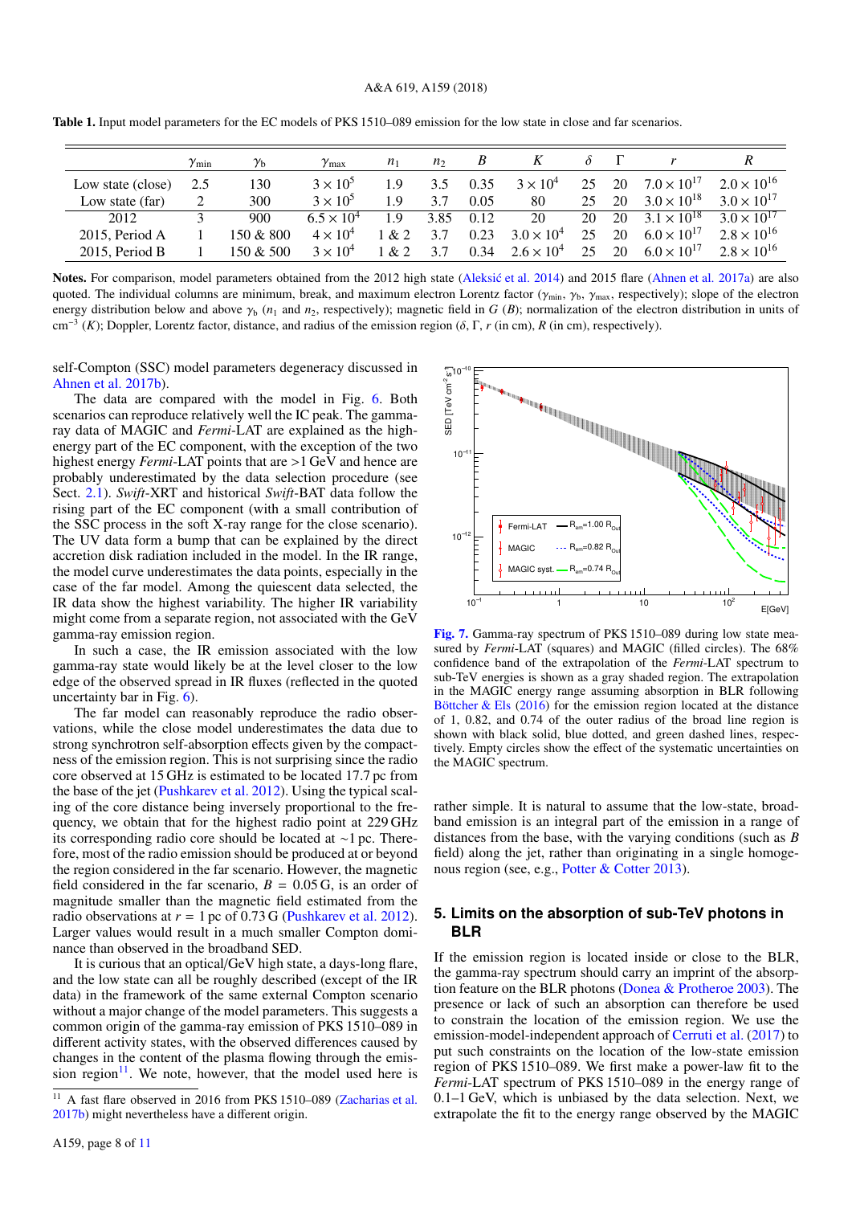**Table 1.** Input model parameters for the EC models of PKS 1510–089 emission for the low state in close and far scenarios.

| | $\gamma_{\rm min}$ | $\gamma_{\rm b}$ | $\gamma_{\rm max}$ | $n_1$ | $n_2$ | $B$ | $K$ | $\delta$ | $\Gamma$ | $r$ | $R$ |
|---|---|---|---|---|---|---|---|---|---|---|---|
| Low state (close) | 2.5 | 130 | $3 \times 10^5$ | 1.9 | 3.5 | 0.35 | $3 \times 10^4$ | 25 | 20 | $7.0 \times 10^{17}$ | $2.0 \times 10^{16}$ |
| Low state (far) | 2 | 300 | $3 \times 10^5$ | 1.9 | 3.7 | 0.05 | 80 | 25 | 20 | $3.0 \times 10^{18}$ | $3.0 \times 10^{17}$ |
| 2012 | 3 | 900 | $6.5 \times 10^4$ | 1.9 | 3.85 | 0.12 | 20 | 20 | 20 | $3.1 \times 10^{18}$ | $3.0 \times 10^{17}$ |
| 2015, Period A | 1 | 150 & 800 | $4 \times 10^4$ | 1 & 2 | 3.7 | 0.23 | $3.0 \times 10^4$ | 25 | 20 | $6.0 \times 10^{17}$ | $2.8 \times 10^{16}$ |
| 2015, Period B | 1 | 150 & 500 | $3 \times 10^4$ | 1 & 2 | 3.7 | 0.34 | $2.6 \times 10^4$ | 25 | 20 | $6.0 \times 10^{17}$ | $2.8 \times 10^{16}$ |

**Notes.** For comparison, model parameters obtained from the 2012 high state (Aleksić et al. 2014) and 2015 flare (Ahnen et al. 2017a) are also quoted. The individual columns are minimum, break, and maximum electron Lorentz factor ($\gamma_{\rm min}$, $\gamma_{\rm b}$, $\gamma_{\rm max}$, respectively); slope of the electron energy distribution below and above $\gamma_{\rm b}$ ($n_1$ and $n_2$, respectively); magnetic field in G ($B$); normalization of the electron distribution in units of cm$^{-3}$ ($K$); Doppler, Lorentz factor, distance, and radius of the emission region ($\delta$, $\Gamma$, $r$ (in cm), $R$ (in cm), respectively).

self-Compton (SSC) model parameters degeneracy discussed in Ahnen et al. 2017b).

The data are compared with the model in Fig. 6. Both scenarios can reproduce relatively well the IC peak. The gamma-ray data of MAGIC and *Fermi*-LAT are explained as the high-energy part of the EC component, with the exception of the two highest energy *Fermi*-LAT points that are >1 GeV and hence are probably underestimated by the data selection procedure (see Sect. 2.1). *Swift*-XRT and historical *Swift*-BAT data follow the rising part of the EC component (with a small contribution of the SSC process in the soft X-ray range for the close scenario). The UV data form a bump that can be explained by the direct accretion disk radiation included in the model. In the IR range, the model curve underestimates the data points, especially in the case of the far model. Among the quiescent data selected, the IR data show the highest variability. The higher IR variability might come from a separate region, not associated with the GeV gamma-ray emission region.

In such a case, the IR emission associated with the low gamma-ray state would likely be at the level closer to the low edge of the observed spread in IR fluxes (reflected in the quoted uncertainty bar in Fig. 6).

The far model can reasonably reproduce the radio observations, while the close model underestimates the data due to strong synchrotron self-absorption effects given by the compactness of the emission region. This is not surprising since the radio core observed at 15 GHz is estimated to be located 17.7 pc from the base of the jet (Pushkarev et al. 2012). Using the typical scaling of the core distance being inversely proportional to the frequency, we obtain that for the highest radio point at 229 GHz its corresponding radio core should be located at ∼1 pc. Therefore, most of the radio emission should be produced at or beyond the region considered in the far scenario. However, the magnetic field considered in the far scenario, $B = 0.05$ G, is an order of magnitude smaller than the magnetic field estimated from the radio observations at $r = 1$ pc of 0.73 G (Pushkarev et al. 2012). Larger values would result in a much smaller Compton dominance than observed in the broadband SED.

It is curious that an optical/GeV high state, a days-long flare, and the low state can all be roughly described (except of the IR data) in the framework of the same external Compton scenario without a major change of the model parameters. This suggests a common origin of the gamma-ray emission of PKS 1510–089 in different activity states, with the observed differences caused by changes in the content of the plasma flowing through the emission region[11]. We note, however, that the model used here is rather simple. It is natural to assume that the low-state, broadband emission is an integral part of the emission in a range of distances from the base, with the varying conditions (such as $B$ field) along the jet, rather than originating in a single homogeneous region (see, e.g., Potter & Cotter 2013).

[11] A fast flare observed in 2016 from PKS 1510–089 (Zacharias et al. 2017b) might nevertheless have a different origin.

**Fig. 7.** Gamma-ray spectrum of PKS 1510–089 during low state measured by *Fermi*-LAT (squares) and MAGIC (filled circles). The 68% confidence band of the extrapolation of the *Fermi*-LAT spectrum to sub-TeV energies is shown as a gray shaded region. The extrapolation in the MAGIC energy range assuming absorption in BLR following Böttcher & Els (2016) for the emission region located at the distance of 1, 0.82, and 0.74 of the outer radius of the broad line region is shown with black solid, blue dotted, and green dashed lines, respectively. Empty circles show the effect of the systematic uncertainties on the MAGIC spectrum.

## 5. Limits on the absorption of sub-TeV photons in BLR

If the emission region is located inside or close to the BLR, the gamma-ray spectrum should carry an imprint of the absorption feature on the BLR photons (Donea & Protheroe 2003). The presence or lack of such an absorption can therefore be used to constrain the location of the emission region. We use the emission-model-independent approach of Cerruti et al. (2017) to put such constraints on the location of the low-state emission region of PKS 1510–089. We first make a power-law fit to the *Fermi*-LAT spectrum of PKS 1510–089 in the energy range of 0.1–1 GeV, which is unbiased by the data selection. Next, we extrapolate the fit to the energy range observed by the MAGIC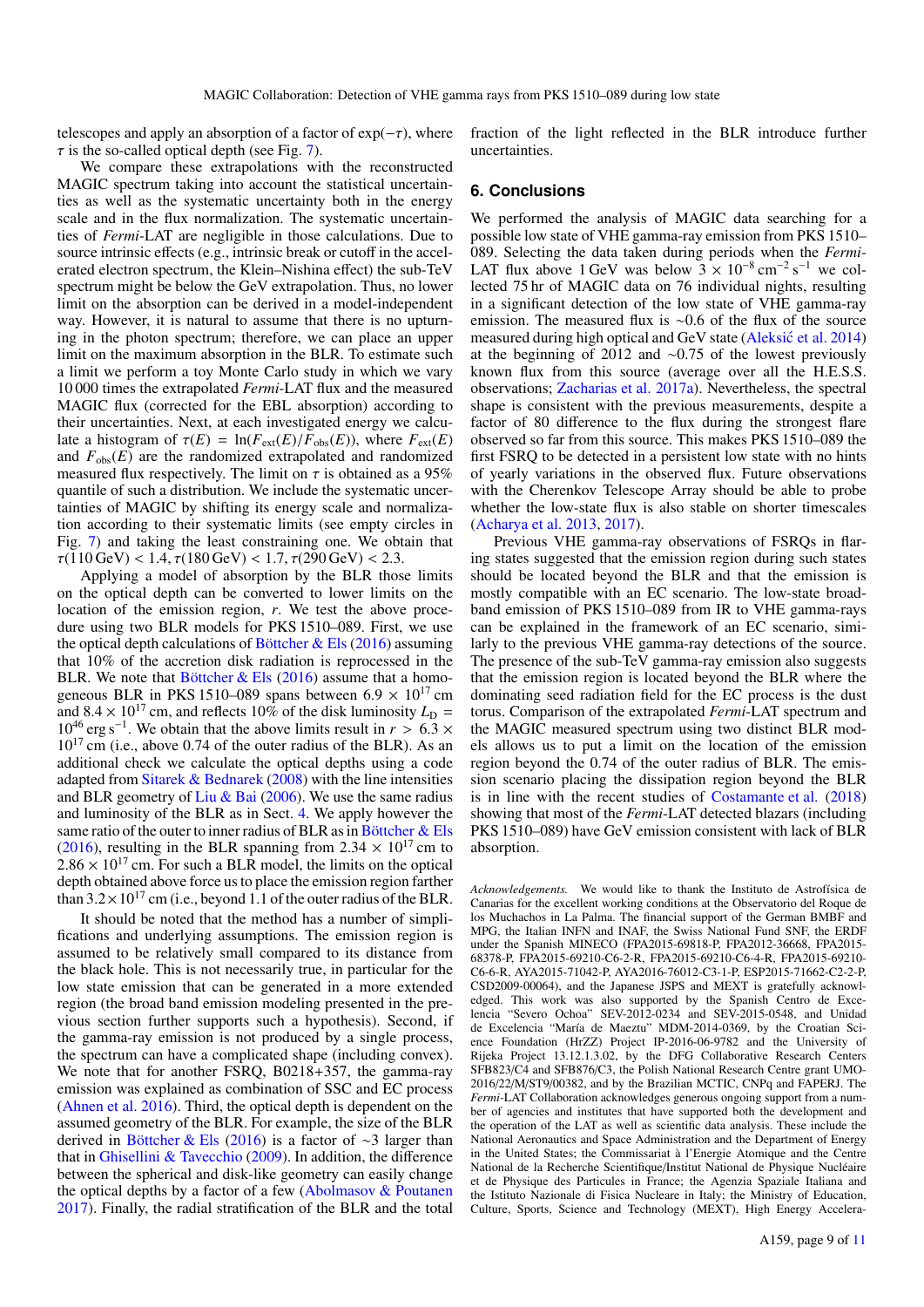telescopes and apply an absorption of a factor of $\exp(-\tau)$, where $\tau$ is the so-called optical depth (see Fig. 7).

We compare these extrapolations with the reconstructed MAGIC spectrum taking into account the statistical uncertainties as well as the systematic uncertainty both in the energy scale and in the flux normalization. The systematic uncertainties of *Fermi*-LAT are negligible in those calculations. Due to source intrinsic effects (e.g., intrinsic break or cutoff in the accelerated electron spectrum, the Klein–Nishina effect) the sub-TeV spectrum might be below the GeV extrapolation. Thus, no lower limit on the absorption can be derived in a model-independent way. However, it is natural to assume that there is no upturning in the photon spectrum; therefore, we can place an upper limit on the maximum absorption in the BLR. To estimate such a limit we perform a toy Monte Carlo study in which we vary 10 000 times the extrapolated *Fermi*-LAT flux and the measured MAGIC flux (corrected for the EBL absorption) according to their uncertainties. Next, at each investigated energy we calculate a histogram of $\tau(E) = \ln(F_{\rm ext}(E)/F_{\rm obs}(E))$, where $F_{\rm ext}(E)$ and $F_{\rm obs}(E)$ are the randomized extrapolated and randomized measured flux respectively. The limit on $\tau$ is obtained as a 95% quantile of such a distribution. We include the systematic uncertainties of MAGIC by shifting its energy scale and normalization according to their systematic limits (see empty circles in Fig. 7) and taking the least constraining one. We obtain that $\tau(110\,{\rm GeV}) < 1.4, \tau(180\,{\rm GeV}) < 1.7, \tau(290\,{\rm GeV}) < 2.3$.

Applying a model of absorption by the BLR those limits on the optical depth can be converted to lower limits on the location of the emission region, $r$. We test the above procedure using two BLR models for PKS 1510–089. First, we use the optical depth calculations of Böttcher & Els (2016) assuming that 10% of the accretion disk radiation is reprocessed in the BLR. We note that Böttcher & Els (2016) assume that a homogeneous BLR in PKS 1510–089 spans between $6.9 \times 10^{17}$ cm and $8.4 \times 10^{17}$ cm, and reflects 10% of the disk luminosity $L_{\rm D} = 10^{46}\,{\rm erg\,s^{-1}}$. We obtain that the above limits result in $r > 6.3 \times 10^{17}$ cm (i.e., above 0.74 of the outer radius of the BLR). As an additional check we calculate the optical depths using a code adapted from Sitarek & Bednarek (2008) with the line intensities and BLR geometry of Liu & Bai (2006). We use the same radius and luminosity of the BLR as in Sect. 4. We apply however the same ratio of the outer to inner radius of BLR as in Böttcher & Els (2016), resulting in the BLR spanning from $2.34 \times 10^{17}$ cm to $2.86 \times 10^{17}$ cm. For such a BLR model, the limits on the optical depth obtained above force us to place the emission region farther than $3.2\times10^{17}$ cm (i.e., beyond 1.1 of the outer radius of the BLR.

It should be noted that the method has a number of simplifications and underlying assumptions. The emission region is assumed to be relatively small compared to its distance from the black hole. This is not necessarily true, in particular for the low state emission that can be generated in a more extended region (the broad band emission modeling presented in the previous section further supports such a hypothesis). Second, if the gamma-ray emission is not produced by a single process, the spectrum can have a complicated shape (including convex). We note that for another FSRQ, B0218+357, the gamma-ray emission was explained as combination of SSC and EC process (Ahnen et al. 2016). Third, the optical depth is dependent on the assumed geometry of the BLR. For example, the size of the BLR derived in Böttcher & Els (2016) is a factor of ∼3 larger than that in Ghisellini & Tavecchio (2009). In addition, the difference between the spherical and disk-like geometry can easily change the optical depths by a factor of a few (Abolmasov & Poutanen 2017). Finally, the radial stratification of the BLR and the total fraction of the light reflected in the BLR introduce further uncertainties.

## 6. Conclusions

We performed the analysis of MAGIC data searching for a possible low state of VHE gamma-ray emission from PKS 1510–089. Selecting the data taken during periods when the *Fermi*-LAT flux above 1 GeV was below $3 \times 10^{-8}\,{\rm cm^{-2}\,s^{-1}}$ we collected 75 hr of MAGIC data on 76 individual nights, resulting in a significant detection of the low state of VHE gamma-ray emission. The measured flux is ∼0.6 of the flux of the source measured during high optical and GeV state (Aleksić et al. 2014) at the beginning of 2012 and ∼0.75 of the lowest previously known flux from this source (average over all the H.E.S.S. observations; Zacharias et al. 2017a). Nevertheless, the spectral shape is consistent with the previous measurements, despite a factor of 80 difference to the flux during the strongest flare observed so far from this source. This makes PKS 1510–089 the first FSRQ to be detected in a persistent low state with no hints of yearly variations in the observed flux. Future observations with the Cherenkov Telescope Array should be able to probe whether the low-state flux is also stable on shorter timescales (Acharya et al. 2013, 2017).

Previous VHE gamma-ray observations of FSRQs in flaring states suggested that the emission region during such states should be located beyond the BLR and that the emission is mostly compatible with an EC scenario. The low-state broadband emission of PKS 1510–089 from IR to VHE gamma-rays can be explained in the framework of an EC scenario, similarly to the previous VHE gamma-ray detections of the source. The presence of the sub-TeV gamma-ray emission also suggests that the emission region is located beyond the BLR where the dominating seed radiation field for the EC process is the dust torus. Comparison of the extrapolated *Fermi*-LAT spectrum and the MAGIC measured spectrum using two distinct BLR models allows us to put a limit on the location of the emission region beyond the 0.74 of the outer radius of BLR. The emission scenario placing the dissipation region beyond the BLR is in line with the recent studies of Costamante et al. (2018) showing that most of the *Fermi*-LAT detected blazars (including PKS 1510–089) have GeV emission consistent with lack of BLR absorption.

*Acknowledgements.* We would like to thank the Instituto de Astrofísica de Canarias for the excellent working conditions at the Observatorio del Roque de los Muchachos in La Palma. The financial support of the German BMBF and MPG, the Italian INFN and INAF, the Swiss National Fund SNF, the ERDF under the Spanish MINECO (FPA2015-69818-P, FPA2012-36668, FPA2015-68378-P, FPA2015-69210-C6-2-R, FPA2015-69210-C6-4-R, FPA2015-69210-C6-6-R, AYA2015-71042-P, AYA2016-76012-C3-1-P, ESP2015-71662-C2-2-P, CSD2009-00064), and the Japanese JSPS and MEXT is gratefully acknowledged. This work was also supported by the Spanish Centro de Excelencia "Severo Ochoa" SEV-2012-0234 and SEV-2015-0548, and Unidad de Excelencia "María de Maeztu" MDM-2014-0369, by the Croatian Science Foundation (HrZZ) Project IP-2016-06-9782 and the University of Rijeka Project 13.12.1.3.02, by the DFG Collaborative Research Centers SFB823/C4 and SFB876/C3, the Polish National Research Centre grant UMO-2016/22/M/ST9/00382, and by the Brazilian MCTIC, CNPq and FAPERJ. The *Fermi*-LAT Collaboration acknowledges generous ongoing support from a number of agencies and institutes that have supported both the development and the operation of the LAT as well as scientific data analysis. These include the National Aeronautics and Space Administration and the Department of Energy in the United States; the Commissariat à l'Energie Atomique and the Centre National de la Recherche Scientifique/Institut National de Physique Nucléaire et de Physique des Particules in France; the Agenzia Spaziale Italiana and the Istituto Nazionale di Fisica Nucleare in Italy; the Ministry of Education, Culture, Sports, Science and Technology (MEXT), High Energy Accelera-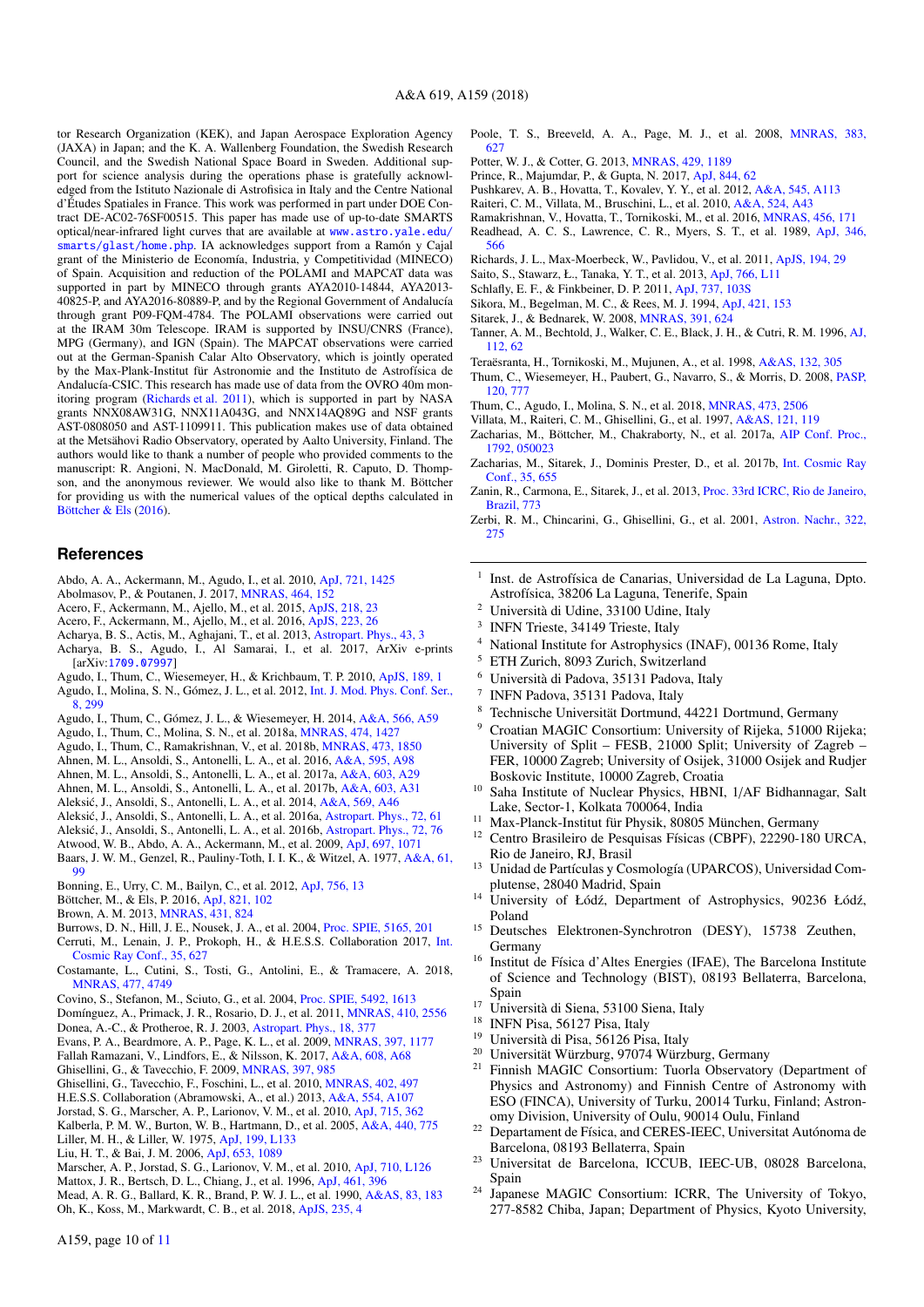tor Research Organization (KEK), and Japan Aerospace Exploration Agency (JAXA) in Japan; and the K. A. Wallenberg Foundation, the Swedish Research Council, and the Swedish National Space Board in Sweden. Additional support for science analysis during the operations phase is gratefully acknowledged from the Istituto Nazionale di Astrofisica in Italy and the Centre National d'Études Spatiales in France. This work was performed in part under DOE Contract DE-AC02-76SF00515. This paper has made use of up-to-date SMARTS optical/near-infrared light curves that are available at www.astro.yale.edu/smarts/glast/home.php. IA acknowledges support from a Ramón y Cajal grant of the Ministerio de Economía, Industria, y Competitividad (MINECO) of Spain. Acquisition and reduction of the POLAMI and MAPCAT data was supported in part by MINECO through grants AYA2010-14844, AYA2013-40825-P, and AYA2016-80889-P, and by the Regional Government of Andalucía through grant P09-FQM-4784. The POLAMI observations were carried out at the IRAM 30m Telescope. IRAM is supported by INSU/CNRS (France), MPG (Germany), and IGN (Spain). The MAPCAT observations were carried out at the German-Spanish Calar Alto Observatory, which is jointly operated by the Max-Plank-Institut für Astronomie and the Instituto de Astrofísica de Andalucía-CSIC. This research has made use of data from the OVRO 40m monitoring program (Richards et al. 2011), which is supported in part by NASA grants NNX08AW31G, NNX11A043G, and NNX14AQ89G and NSF grants AST-0808050 and AST-1109911. This publication makes use of data obtained at the Metsähovi Radio Observatory, operated by Aalto University, Finland. The authors would like to thank a number of people who provided comments to the manuscript: R. Angioni, N. MacDonald, M. Giroletti, R. Caputo, D. Thompson, and the anonymous reviewer. We would also like to thank M. Böttcher for providing us with the numerical values of the optical depths calculated in Böttcher & Els (2016).

## References

Abdo, A. A., Ackermann, M., Agudo, I., et al. 2010, ApJ, 721, 1425
Abolmasov, P., & Poutanen, J. 2017, MNRAS, 464, 152
Acero, F., Ackermann, M., Ajello, M., et al. 2015, ApJS, 218, 23
Acero, F., Ackermann, M., Ajello, M., et al. 2016, ApJS, 223, 26
Acharya, B. S., Actis, M., Aghajani, T., et al. 2013, Astropart. Phys., 43, 3
Acharya, B. S., Agudo, I., Al Samarai, I., et al. 2017, ArXiv e-prints [arXiv:1709.07997]
Agudo, I., Thum, C., Wiesemeyer, H., & Krichbaum, T. P. 2010, ApJS, 189, 1
Agudo, I., Molina, S. N., Gómez, J. L., et al. 2012, Int. J. Mod. Phys. Conf. Ser., 8, 299
Agudo, I., Thum, C., Gómez, J. L., & Wiesemeyer, H. 2014, A&A, 566, A59
Agudo, I., Thum, C., Molina, S. N., et al. 2018a, MNRAS, 474, 1427
Agudo, I., Thum, C., Ramakrishnan, V., et al. 2018b, MNRAS, 473, 1850
Ahnen, M. L., Ansoldi, S., Antonelli, L. A., et al. 2016, A&A, 595, A98
Ahnen, M. L., Ansoldi, S., Antonelli, L. A. et al. 2017a, A&A, 603, A29
Ahnen, M. L., Ansoldi, S., Antonelli, L. A., et al. 2017b, A&A, 603, A31
Aleksić, J., Ansoldi, S., Antonelli, L. A., et al. 2014, A&A, 569, A46
Aleksić, J., Ansoldi, S., Antonelli, L. A., et al. 2016a, Astropart. Phys., 72, 61
Aleksić, J., Ansoldi, S., Antonelli, L. A., et al. 2016b, Astropart. Phys., 72, 76
Atwood, W. B., Abdo, A. A., Ackermann, M., et al. 2009, ApJ, 697, 1071
Baars, J. W. M., Genzel, R., Pauliny-Toth, I. I. K., & Witzel, A. 1977, A&A, 61, 99
Bonning, E., Urry, C. M., Bailyn, C., et al. 2012, ApJ, 756, 13
Böttcher, M., & Els, P. 2016, ApJ, 821, 102
Brown, A. M. 2013, MNRAS, 431, 824
Burrows, D. N., Hill, J. E., Nousek, J. A., et al. 2004, Proc. SPIE, 5165, 201
Cerruti, M., Lenain, J. P., Prokoph, H., & H.E.S.S. Collaboration 2017, Int. Cosmic Ray Conf., 35, 627
Costamante, L., Cutini, S., Tosti, G., Antolini, E., & Tramacere, A. 2018, MNRAS, 477, 4749
Covino, S., Stefanon, M., Sciuto, G., et al. 2004, Proc. SPIE, 5492, 1613
Domínguez, A., Primack, J. R., Rosario, D. J., et al. 2011, MNRAS, 410, 2556
Donea, A.-C., & Protheroe, R. J. 2003, Astropart. Phys., 18, 377
Evans, P. A., Beardmore, A. P., Page, K. L., et al. 2009, MNRAS, 397, 1177
Fallah Ramazani, V., Lindfors, E., & Nilsson, K. 2017, A&A, 608, A68
Ghisellini, G., & Tavecchio, F. 2009, MNRAS, 397, 985
Ghisellini, G., Tavecchio, F., Foschini, L., et al. 2010, MNRAS, 402, 497
H.E.S.S. Collaboration (Abramowski, A., et al.) 2013, A&A, 554, A107
Jorstad, S. G., Marscher, A. P., Larionov, V. M., et al. 2010, ApJ, 715, 362
Kalberla, P. M. W., Burton, W. B., Hartmann, D., et al. 2005, A&A, 440, 775
Liller, M. H., & Liller, W. 1975, ApJ, 199, L133
Liu, H. T., & Bai, J. M. 2006, ApJ, 653, 1089
Marscher, A. P., Jorstad, S. G., Larionov, V. M., et al. 2010, ApJ, 710, L126
Mattox, J. R., Bertsch, D. L., Chiang, J., et al. 1996, ApJ, 461, 396
Mead, A. R. G., Ballard, K. R., Brand, P. W. J. L., et al. 1990, A&AS, 83, 183
Oh, K., Koss, M., Markwardt, C. B., et al. 2018, ApJS, 235, 4
Poole, T. S., Breeveld, A. A., Page, M. J., et al. 2008, MNRAS, 383, 627
Potter, W. J., & Cotter, G. 2013, MNRAS, 429, 1189
Prince, R., Majumdar, P., & Gupta, N. 2017, ApJ, 844, 62
Pushkarev, A. B., Hovatta, T., Kovalev, Y. Y., et al. 2012, A&A, 545, A113
Raiteri, C. M., Villata, M., Bruschini, L., et al. 2010, A&A, 524, A43
Ramakrishnan, V., Hovatta, T., Tornikoski, M., et al. 2016, MNRAS, 456, 171
Readhead, A. C. S., Lawrence, C. R., Myers, S. T., et al. 1989, ApJ, 346, 566
Richards, J. L., Max-Moerbeck, W., Pavlidou, V., et al. 2011, ApJS, 194, 29
Saito, S., Stawarz, Ł., Tanaka, Y. T., et al. 2013, ApJ, 766, L11
Schlafly, E. F., & Finkbeiner, D. P. 2011, ApJ, 737, 103S
Sikora, M., Begelman, M. C., & Rees, M. J. 1994, ApJ, 421, 153
Sitarek, J., & Bednarek, W. 2008, MNRAS, 391, 624
Tanner, A. M., Bechtold, J., Walker, C. E., Black, J. H., & Cutri, R. M. 1996, AJ, 112, 62
Teraësranta, H., Tornikoski, M., Mujunen, A., et al. 1998, A&AS, 132, 305
Thum, C., Wiesemeyer, H., Paubert, G., Navarro, S., & Morris, D. 2008, PASP, 120, 777
Thum, C., Agudo, I., Molina, S. N., et al. 2018, MNRAS, 473, 2506
Villata, M., Raiteri, C. M., Ghisellini, G., et al. 1997, A&AS, 121, 119
Zacharias, M., Böttcher, M., Chakraborty, N., et al. 2017a, AIP Conf. Proc., 1792, 050023
Zacharias, M., Sitarek, J., Dominis Prester, D., et al. 2017b, Int. Cosmic Ray Conf., 35, 655
Zanin, R., Carmona, E., Sitarek, J., et al. 2013, Proc. 33rd ICRC, Rio de Janeiro, Brazil, 773
Zerbi, R. M., Chincarini, G., Ghisellini, G., et al. 2001, Astron. Nachr., 322, 275

---

[1] Inst. de Astrofísica de Canarias, Universidad de La Laguna, Dpto. Astrofísica, 38206 La Laguna, Tenerife, Spain
[2] Università di Udine, 33100 Udine, Italy
[3] INFN Trieste, 34149 Trieste, Italy
[4] National Institute for Astrophysics (INAF), 00136 Rome, Italy
[5] ETH Zurich, 8093 Zurich, Switzerland
[6] Università di Padova, 35131 Padova, Italy
[7] INFN Padova, 35131 Padova, Italy
[8] Technische Universität Dortmund, 44221 Dortmund, Germany
[9] Croatian MAGIC Consortium: University of Rijeka, 51000 Rijeka; University of Split – FESB, 21000 Split; University of Zagreb – FER, 10000 Zagreb; University of Osijek, 31000 Osijek and Rudjer Boskovic Institute, 10000 Zagreb, Croatia
[10] Saha Institute of Nuclear Physics, HBNI, 1/AF Bidhannagar, Salt Lake, Sector-1, Kolkata 700064, India
[11] Max-Planck-Institut für Physik, 80805 München, Germany
[12] Centro Brasileiro de Pesquisas Físicas (CBPF), 22290-180 URCA, Rio de Janeiro, RJ, Brasil
[13] Unidad de Partículas y Cosmología (UPARCOS), Universidad Complutense, 28040 Madrid, Spain
[14] University of Łódź, Department of Astrophysics, 90236 Łódź, Poland
[15] Deutsches Elektronen-Synchrotron (DESY), 15738 Zeuthen, Germany
[16] Institut de Física d'Altes Energies (IFAE), The Barcelona Institute of Science and Technology (BIST), 08193 Bellaterra, Barcelona, Spain
[17] Università di Siena, 53100 Siena, Italy
[18] INFN Pisa, 56127 Pisa, Italy
[19] Università di Pisa, 56126 Pisa, Italy
[20] Universität Würzburg, 97074 Würzburg, Germany
[21] Finnish MAGIC Consortium: Tuorla Observatory (Department of Physics and Astronomy) and Finnish Centre of Astronomy with ESO (FINCA), University of Turku, 20014 Turku, Finland; Astronomy Division, University of Oulu, 90014 Oulu, Finland
[22] Departament de Física, and CERES-IEEC, Universitat Autónoma de Barcelona, 08193 Bellaterra, Spain
[23] Universitat de Barcelona, ICCUB, IEEC-UB, 08028 Barcelona, Spain
[24] Japanese MAGIC Consortium: ICRR, The University of Tokyo, 277-8582 Chiba, Japan; Department of Physics, Kyoto University,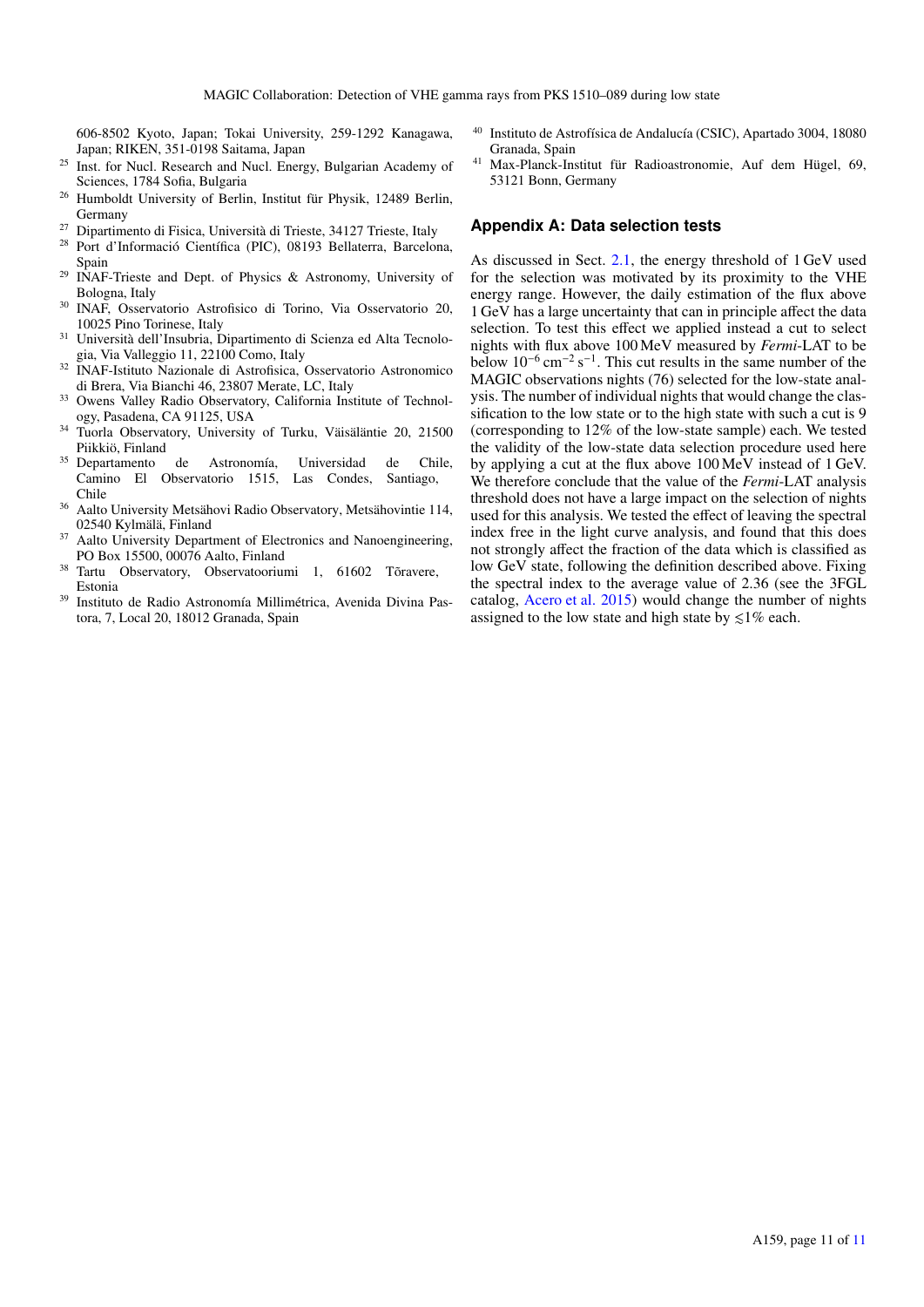606-8502 Kyoto, Japan; Tokai University, 259-1292 Kanagawa, Japan; RIKEN, 351-0198 Saitama, Japan

[25] Inst. for Nucl. Research and Nucl. Energy, Bulgarian Academy of Sciences, 1784 Sofia, Bulgaria

[26] Humboldt University of Berlin, Institut für Physik, 12489 Berlin, Germany

[27] Dipartimento di Fisica, Università di Trieste, 34127 Trieste, Italy

[28] Port d'Informació Científica (PIC), 08193 Bellaterra, Barcelona, Spain

[29] INAF-Trieste and Dept. of Physics & Astronomy, University of Bologna, Italy

[30] INAF, Osservatorio Astrofisico di Torino, Via Osservatorio 20, 10025 Pino Torinese, Italy

[31] Università dell'Insubria, Dipartimento di Scienza ed Alta Tecnologia, Via Valleggio 11, 22100 Como, Italy

[32] INAF-Istituto Nazionale di Astrofisica, Osservatorio Astronomico di Brera, Via Bianchi 46, 23807 Merate, LC, Italy

[33] Owens Valley Radio Observatory, California Institute of Technology, Pasadena, CA 91125, USA

[34] Tuorla Observatory, University of Turku, Väisäläntie 20, 21500 Piikkiö, Finland

[35] Departamento de Astronomía, Universidad de Chile, Camino El Observatorio 1515, Las Condes, Santiago, Chile

[36] Aalto University Metsähovi Radio Observatory, Metsähovintie 114, 02540 Kylmälä, Finland

[37] Aalto University Department of Electronics and Nanoengineering, PO Box 15500, 00076 Aalto, Finland

[38] Tartu Observatory, Observatooriumi 1, 61602 Tõravere, Estonia

[39] Instituto de Radio Astronomía Millimétrica, Avenida Divina Pastora, 7, Local 20, 18012 Granada, Spain

[40] Instituto de Astrofísica de Andalucía (CSIC), Apartado 3004, 18080 Granada, Spain

[41] Max-Planck-Institut für Radioastronomie, Auf dem Hügel, 69, 53121 Bonn, Germany

## Appendix A: Data selection tests

As discussed in Sect. 2.1, the energy threshold of 1 GeV used for the selection was motivated by its proximity to the VHE energy range. However, the daily estimation of the flux above 1 GeV has a large uncertainty that can in principle affect the data selection. To test this effect we applied instead a cut to select nights with flux above 100 MeV measured by *Fermi*-LAT to be below $10^{-6}\,\mathrm{cm}^{-2}\,\mathrm{s}^{-1}$. This cut results in the same number of the MAGIC observations nights (76) selected for the low-state analysis. The number of individual nights that would change the classification to the low state or to the high state with such a cut is 9 (corresponding to 12% of the low-state sample) each. We tested the validity of the low-state data selection procedure used here by applying a cut at the flux above 100 MeV instead of 1 GeV. We therefore conclude that the value of the *Fermi*-LAT analysis threshold does not have a large impact on the selection of nights used for this analysis. We tested the effect of leaving the spectral index free in the light curve analysis, and found that this does not strongly affect the fraction of the data which is classified as low GeV state, following the definition described above. Fixing the spectral index to the average value of 2.36 (see the 3FGL catalog, Acero et al. 2015) would change the number of nights assigned to the low state and high state by $\lesssim$1% each.